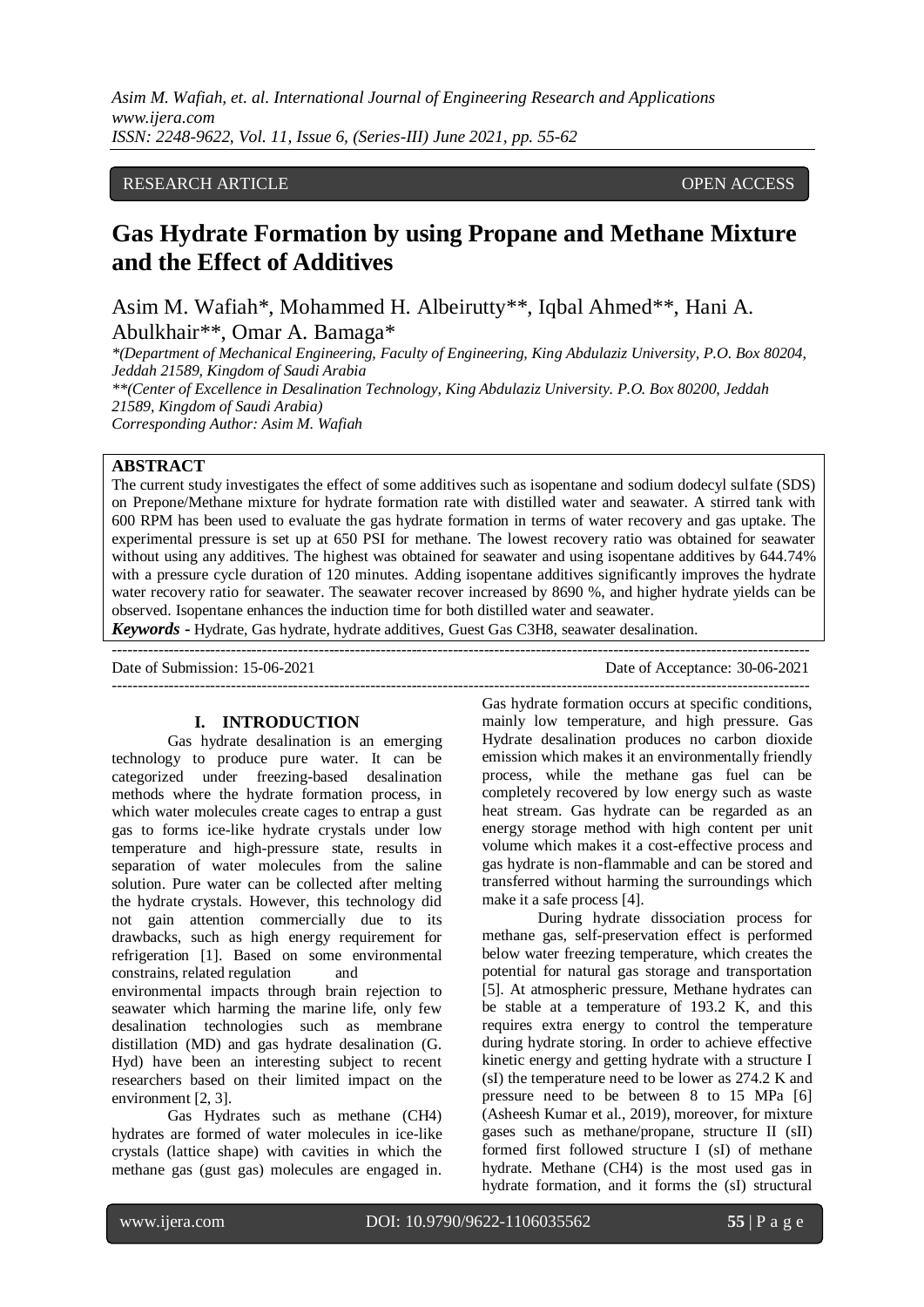RESEARCH ARTICLE OPEN ACCESS

# Gas Hydrate Formation by using Propane and Methane Mixture and the Effect of Additives

Asim M. Wafiah*, Mohammed H. Albeirutty**, Iqbal Ahmed**, Hani A. Abulkhair**, Omar A. Bamaga*

*\*(Department of Mechanical Engineering, Faculty of Engineering, King Abdulaziz University, P.O. Box 80204, Jeddah 21589, Kingdom of Saudi Arabia*
*\*\*(Center of Excellence in Desalination Technology, King Abdulaziz University. P.O. Box 80200, Jeddah 21589, Kingdom of Saudi Arabia)*
*Corresponding Author: Asim M. Wafiah*

## ABSTRACT

The current study investigates the effect of some additives such as isopentane and sodium dodecyl sulfate (SDS) on Prepone/Methane mixture for hydrate formation rate with distilled water and seawater. A stirred tank with 600 RPM has been used to evaluate the gas hydrate formation in terms of water recovery and gas uptake. The experimental pressure is set up at 650 PSI for methane. The lowest recovery ratio was obtained for seawater without using any additives. The highest was obtained for seawater and using isopentane additives by 644.74% with a pressure cycle duration of 120 minutes. Adding isopentane additives significantly improves the hydrate water recovery ratio for seawater. The seawater recover increased by 8690 %, and higher hydrate yields can be observed. Isopentane enhances the induction time for both distilled water and seawater.

***Keywords -*** Hydrate, Gas hydrate, hydrate additives, Guest Gas C3H8, seawater desalination.

Date of Submission: 15-06-2021 Date of Acceptance: 30-06-2021

## I. INTRODUCTION

Gas hydrate desalination is an emerging technology to produce pure water. It can be categorized under freezing-based desalination methods where the hydrate formation process, in which water molecules create cages to entrap a gust gas to forms ice-like hydrate crystals under low temperature and high-pressure state, results in separation of water molecules from the saline solution. Pure water can be collected after melting the hydrate crystals. However, this technology did not gain attention commercially due to its drawbacks, such as high energy requirement for refrigeration [1]. Based on some environmental constrains, related regulation and environmental impacts through brain rejection to seawater which harming the marine life, only few desalination technologies such as membrane distillation (MD) and gas hydrate desalination (G. Hyd) have been an interesting subject to recent researchers based on their limited impact on the environment [2, 3].

Gas Hydrates such as methane (CH4) hydrates are formed of water molecules in ice-like crystals (lattice shape) with cavities in which the methane gas (gust gas) molecules are engaged in. Gas hydrate formation occurs at specific conditions, mainly low temperature, and high pressure. Gas Hydrate desalination produces no carbon dioxide emission which makes it an environmentally friendly process, while the methane gas fuel can be completely recovered by low energy such as waste heat stream. Gas hydrate can be regarded as an energy storage method with high content per unit volume which makes it a cost-effective process and gas hydrate is non-flammable and can be stored and transferred without harming the surroundings which make it a safe process [4].

During hydrate dissociation process for methane gas, self-preservation effect is performed below water freezing temperature, which creates the potential for natural gas storage and transportation [5]. At atmospheric pressure, Methane hydrates can be stable at a temperature of 193.2 K, and this requires extra energy to control the temperature during hydrate storing. In order to achieve effective kinetic energy and getting hydrate with a structure I (sI) the temperature need to be lower as 274.2 K and pressure need to be between 8 to 15 MPa [6] (Asheesh Kumar et al., 2019), moreover, for mixture gases such as methane/propane, structure II (sII) formed first followed structure I (sI) of methane hydrate. Methane (CH4) is the most used gas in hydrate formation, and it forms the (sI) structural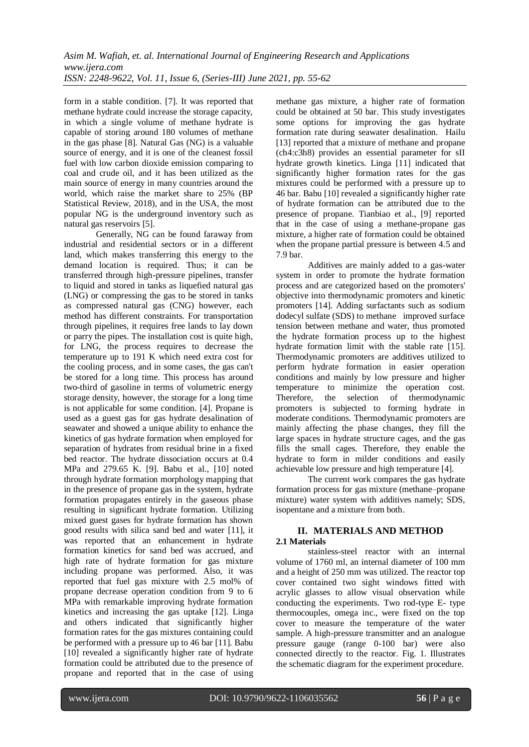form in a stable condition. [7]. It was reported that methane hydrate could increase the storage capacity, in which a single volume of methane hydrate is capable of storing around 180 volumes of methane in the gas phase [8]. Natural Gas (NG) is a valuable source of energy, and it is one of the cleanest fossil fuel with low carbon dioxide emission comparing to coal and crude oil, and it has been utilized as the main source of energy in many countries around the world, which raise the market share to 25% (BP Statistical Review, 2018), and in the USA, the most popular NG is the underground inventory such as natural gas reservoirs [5].

Generally, NG can be found faraway from industrial and residential sectors or in a different land, which makes transferring this energy to the demand location is required. Thus; it can be transferred through high-pressure pipelines, transfer to liquid and stored in tanks as liquefied natural gas (LNG) or compressing the gas to be stored in tanks as compressed natural gas (CNG) however, each method has different constraints. For transportation through pipelines, it requires free lands to lay down or parry the pipes. The installation cost is quite high, for LNG, the process requires to decrease the temperature up to 191 K which need extra cost for the cooling process, and in some cases, the gas can't be stored for a long time. This process has around two-third of gasoline in terms of volumetric energy storage density, however, the storage for a long time is not applicable for some condition. [4]. Propane is used as a guest gas for gas hydrate desalination of seawater and showed a unique ability to enhance the kinetics of gas hydrate formation when employed for separation of hydrates from residual brine in a fixed bed reactor. The hydrate dissociation occurs at 0.4 MPa and 279.65 K. [9]. Babu et al., [10] noted through hydrate formation morphology mapping that in the presence of propane gas in the system, hydrate formation propagates entirely in the gaseous phase resulting in significant hydrate formation. Utilizing mixed guest gases for hydrate formation has shown good results with silica sand bed and water [11], it was reported that an enhancement in hydrate formation kinetics for sand bed was accrued, and high rate of hydrate formation for gas mixture including propane was performed. Also, it was reported that fuel gas mixture with 2.5 mol% of propane decrease operation condition from 9 to 6 MPa with remarkable improving hydrate formation kinetics and increasing the gas uptake [12]. Linga and others indicated that significantly higher formation rates for the gas mixtures containing could be performed with a pressure up to 46 bar [11]. Babu [10] revealed a significantly higher rate of hydrate formation could be attributed due to the presence of propane and reported that in the case of using methane gas mixture, a higher rate of formation could be obtained at 50 bar. This study investigates some options for improving the gas hydrate formation rate during seawater desalination. Hailu [13] reported that a mixture of methane and propane (ch4:c3h8) provides an essential parameter for sII hydrate growth kinetics. Linga [11] indicated that significantly higher formation rates for the gas mixtures could be performed with a pressure up to 46 bar. Babu [10] revealed a significantly higher rate of hydrate formation can be attributed due to the presence of propane. Tianbiao et al., [9] reported that in the case of using a methane-propane gas mixture, a higher rate of formation could be obtained when the propane partial pressure is between 4.5 and 7.9 bar.

Additives are mainly added to a gas-water system in order to promote the hydrate formation process and are categorized based on the promoters' objective into thermodynamic promoters and kinetic promoters [14]. Adding surfactants such as sodium dodecyl sulfate (SDS) to methane improved surface tension between methane and water, thus promoted the hydrate formation process up to the highest hydrate formation limit with the stable rate [15]. Thermodynamic promoters are additives utilized to perform hydrate formation in easier operation conditions and mainly by low pressure and higher temperature to minimize the operation cost. Therefore, the selection of thermodynamic promoters is subjected to forming hydrate in moderate conditions. Thermodynamic promoters are mainly affecting the phase changes, they fill the large spaces in hydrate structure cages, and the gas fills the small cages. Therefore, they enable the hydrate to form in milder conditions and easily achievable low pressure and high temperature [4].

The current work compares the gas hydrate formation process for gas mixture (methane–propane mixture) water system with additives namely; SDS, isopentane and a mixture from both.

## II. MATERIALS AND METHOD

### 2.1 Materials

stainless-steel reactor with an internal volume of 1760 ml, an internal diameter of 100 mm and a height of 250 mm was utilized. The reactor top cover contained two sight windows fitted with acrylic glasses to allow visual observation while conducting the experiments. Two rod-type E- type thermocouples, omega inc., were fixed on the top cover to measure the temperature of the water sample. A high-pressure transmitter and an analogue pressure gauge (range 0-100 bar) were also connected directly to the reactor. Fig. 1. Illustrates the schematic diagram for the experiment procedure.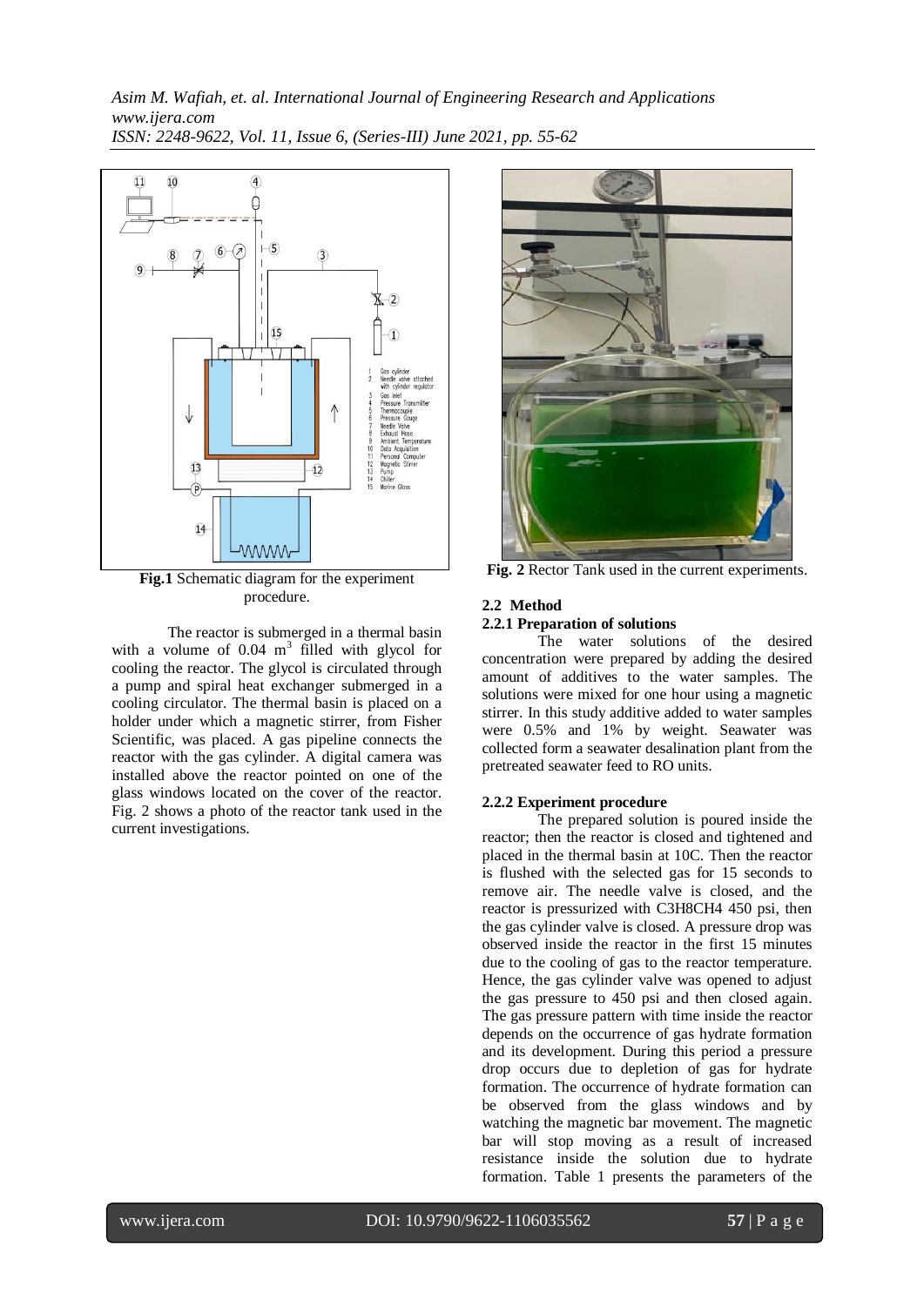**Fig.1** Schematic diagram for the experiment procedure.

The reactor is submerged in a thermal basin with a volume of 0.04 $m^3$ filled with glycol for cooling the reactor. The glycol is circulated through a pump and spiral heat exchanger submerged in a cooling circulator. The thermal basin is placed on a holder under which a magnetic stirrer, from Fisher Scientific, was placed. A gas pipeline connects the reactor with the gas cylinder. A digital camera was installed above the reactor pointed on one of the glass windows located on the cover of the reactor. Fig. 2 shows a photo of the reactor tank used in the current investigations.

**Fig. 2** Rector Tank used in the current experiments.

### 2.2 Method

#### 2.2.1 Preparation of solutions

The water solutions of the desired concentration were prepared by adding the desired amount of additives to the water samples. The solutions were mixed for one hour using a magnetic stirrer. In this study additive added to water samples were 0.5% and 1% by weight. Seawater was collected form a seawater desalination plant from the pretreated seawater feed to RO units.

#### 2.2.2 Experiment procedure

The prepared solution is poured inside the reactor; then the reactor is closed and tightened and placed in the thermal basin at 10C. Then the reactor is flushed with the selected gas for 15 seconds to remove air. The needle valve is closed, and the reactor is pressurized with C3H8CH4 450 psi, then the gas cylinder valve is closed. A pressure drop was observed inside the reactor in the first 15 minutes due to the cooling of gas to the reactor temperature. Hence, the gas cylinder valve was opened to adjust the gas pressure to 450 psi and then closed again. The gas pressure pattern with time inside the reactor depends on the occurrence of gas hydrate formation and its development. During this period a pressure drop occurs due to depletion of gas for hydrate formation. The occurrence of hydrate formation can be observed from the glass windows and by watching the magnetic bar movement. The magnetic bar will stop moving as a result of increased resistance inside the solution due to hydrate formation. Table 1 presents the parameters of the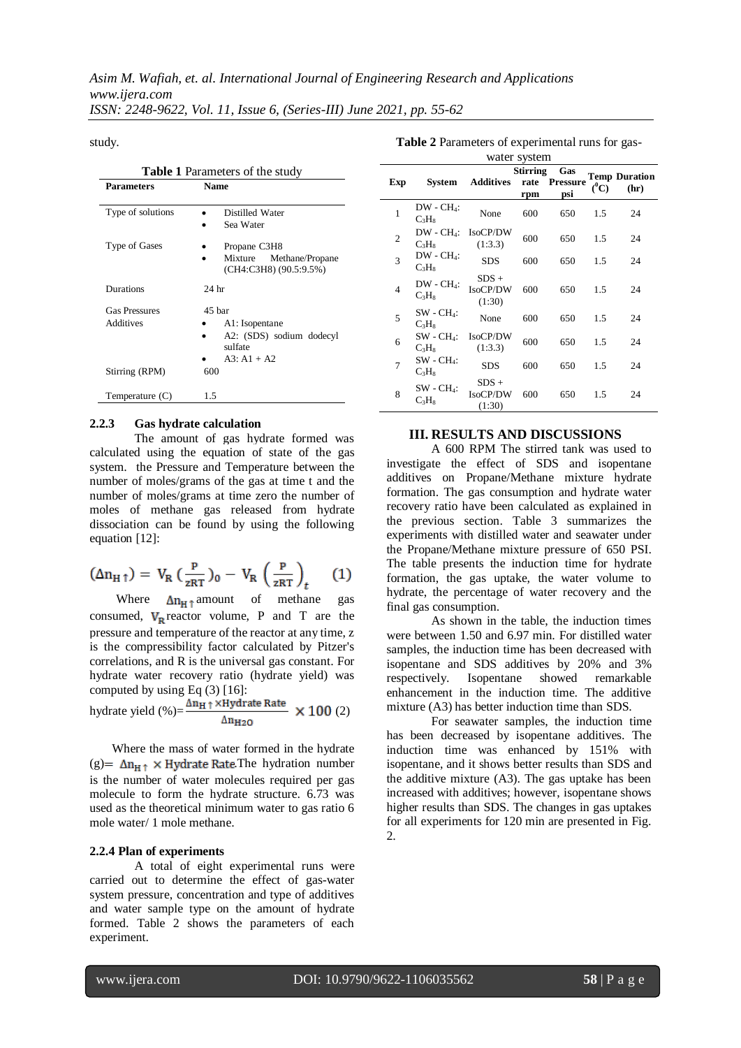study.

**Table 1** Parameters of the study

| Parameters | Name |
|---|---|
| Type of solutions | • Distilled Water<br>• Sea Water |
| Type of Gases | • Propane C3H8<br>• Mixture Methane/Propane (CH4:C3H8) (90.5:9.5%) |
| Durations | 24 hr |
| Gas Pressures | 45 bar |
| Additives | • A1: Isopentane<br>• A2: (SDS) sodium dodecyl sulfate<br>• A3: A1 + A2 |
| Stirring (RPM) | 600 |
| Temperature (C) | 1.5 |

### 2.2.3 Gas hydrate calculation

The amount of gas hydrate formed was calculated using the equation of state of the gas system. the Pressure and Temperature between the number of moles/grams of the gas at time t and the number of moles/grams at time zero the number of moles of methane gas released from hydrate dissociation can be found by using the following equation [12]:

$$(\Delta n_{H\uparrow}) = V_R \left(\frac{P}{zRT}\right)_0 - V_R \left(\frac{P}{zRT}\right)_t \quad (1)$$

Where $\Delta n_{H\uparrow}$ amount of methane gas consumed, $V_R$ reactor volume, P and T are the pressure and temperature of the reactor at any time, z is the compressibility factor calculated by Pitzer's correlations, and R is the universal gas constant. For hydrate water recovery ratio (hydrate yield) was computed by using Eq (3) [16]:

$$\text{hydrate yield (\%)} = \frac{\Delta n_{H\uparrow} \times \text{Hydrate Rate}}{\Delta n_{H2O}} \times 100 \quad (2)$$

Where the mass of water formed in the hydrate (g)= $\Delta n_{H\uparrow} \times$ Hydrate Rate.The hydration number is the number of water molecules required per gas molecule to form the hydrate structure. 6.73 was used as the theoretical minimum water to gas ratio 6 mole water/ 1 mole methane.

### 2.2.4 Plan of experiments

A total of eight experimental runs were carried out to determine the effect of gas-water system pressure, concentration and type of additives and water sample type on the amount of hydrate formed. Table 2 shows the parameters of each experiment.

**Table 2** Parameters of experimental runs for gas-water system

| Exp | System | Additives | Stirring rate rpm | Gas Pressure psi | Temp ($^0$C) | Duration (hr) |
|---|---|---|---|---|---|---|
| 1 | DW - $CH_4$: $C_3H_8$ | None | 600 | 650 | 1.5 | 24 |
| 2 | DW - $CH_4$: $C_3H_8$ | IsoCP/DW (1:3.3) | 600 | 650 | 1.5 | 24 |
| 3 | DW - $CH_4$: $C_3H_8$ | SDS | 600 | 650 | 1.5 | 24 |
| 4 | DW - $CH_4$: $C_3H_8$ | SDS + IsoCP/DW (1:30) | 600 | 650 | 1.5 | 24 |
| 5 | SW - $CH_4$: $C_3H_8$ | None | 600 | 650 | 1.5 | 24 |
| 6 | SW - $CH_4$: $C_3H_8$ | IsoCP/DW (1:3.3) | 600 | 650 | 1.5 | 24 |
| 7 | SW - $CH_4$: $C_3H_8$ | SDS | 600 | 650 | 1.5 | 24 |
| 8 | SW - $CH_4$: $C_3H_8$ | SDS + IsoCP/DW (1:30) | 600 | 650 | 1.5 | 24 |

## III. RESULTS AND DISCUSSIONS

A 600 RPM The stirred tank was used to investigate the effect of SDS and isopentane additives on Propane/Methane mixture hydrate formation. The gas consumption and hydrate water recovery ratio have been calculated as explained in the previous section. Table 3 summarizes the experiments with distilled water and seawater under the Propane/Methane mixture pressure of 650 PSI. The table presents the induction time for hydrate formation, the gas uptake, the water volume to hydrate, the percentage of water recovery and the final gas consumption.

As shown in the table, the induction times were between 1.50 and 6.97 min. For distilled water samples, the induction time has been decreased with isopentane and SDS additives by 20% and 3% respectively. Isopentane showed remarkable enhancement in the induction time. The additive mixture (A3) has better induction time than SDS.

For seawater samples, the induction time has been decreased by isopentane additives. The induction time was enhanced by 151% with isopentane, and it shows better results than SDS and the additive mixture (A3). The gas uptake has been increased with additives; however, isopentane shows higher results than SDS. The changes in gas uptakes for all experiments for 120 min are presented in Fig. 2.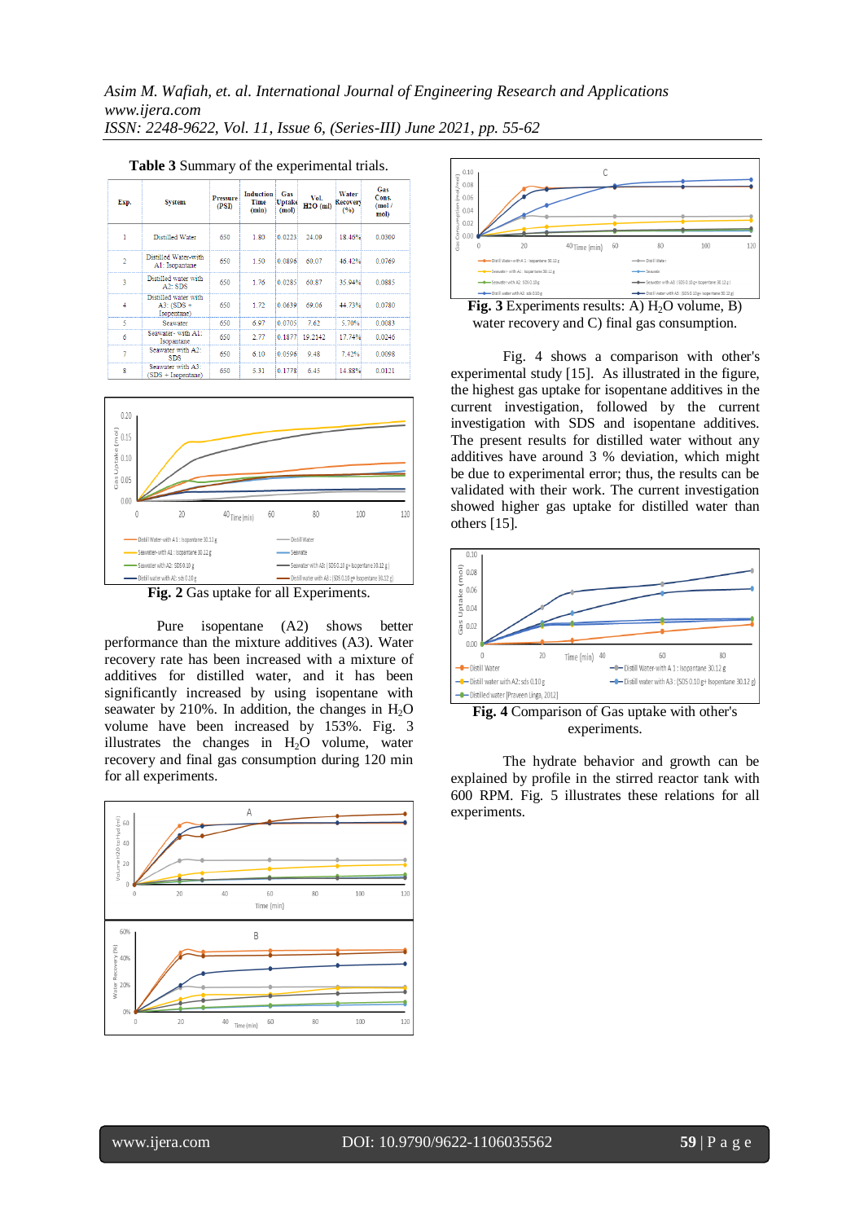**Table 3** Summary of the experimental trials.

| Exp. | System | Pressure (PSI) | Induction Time (min) | Gas Uptake (mol) | Vol. H2O (ml) | Water Recovery (%) | Gas Cons. (mol / mol) |
|---|---|---|---|---|---|---|---|
| 1 | Distilled Water | 650 | 1.80 | 0.0223 | 24.09 | 18.46% | 0.0309 |
| 2 | Distilled Water-with A1: Isopantane | 650 | 1.50 | 0.0896 | 60.07 | 46.42% | 0.0769 |
| 3 | Distilled water with A2: SDS | 650 | 1.76 | 0.0285 | 60.87 | 35.94% | 0.0885 |
| 4 | Distilled water with A3: (SDS + Isopentane) | 650 | 1.72 | 0.0639 | 69.06 | 44.73% | 0.0780 |
| 5 | Seawater | 650 | 6.97 | 0.0705 | 7.62 | 5.70% | 0.0083 |
| 6 | Seawater- with A1: Isopentane | 650 | 2.77 | 0.1877 | 19.2142 | 17.74% | 0.0246 |
| 7 | Seawater with A2: SDS | 650 | 6.10 | 0.0596 | 9.48 | 7.42% | 0.0098 |
| 8 | Seawater with A3: (SDS + Isopentane) | 650 | 5.31 | 0.1778 | 6.45 | 14.88% | 0.0121 |

**Fig. 2** Gas uptake for all Experiments.

Pure isopentane (A2) shows better performance than the mixture additives (A3). Water recovery rate has been increased with a mixture of additives for distilled water, and it has been significantly increased by using isopentane with seawater by 210%. In addition, the changes in $H_2O$ volume have been increased by 153%. Fig. 3 illustrates the changes in $H_2O$ volume, water recovery and final gas consumption during 120 min for all experiments.

**Fig. 3** Experiments results: A) $H_2O$ volume, B) water recovery and C) final gas consumption.

Fig. 4 shows a comparison with other's experimental study [15]. As illustrated in the figure, the highest gas uptake for isopentane additives in the current investigation, followed by the current investigation with SDS and isopentane additives. The present results for distilled water without any additives have around 3 % deviation, which might be due to experimental error; thus, the results can be validated with their work. The current investigation showed higher gas uptake for distilled water than others [15].

**Fig. 4** Comparison of Gas uptake with other's experiments.

The hydrate behavior and growth can be explained by profile in the stirred reactor tank with 600 RPM. Fig. 5 illustrates these relations for all experiments.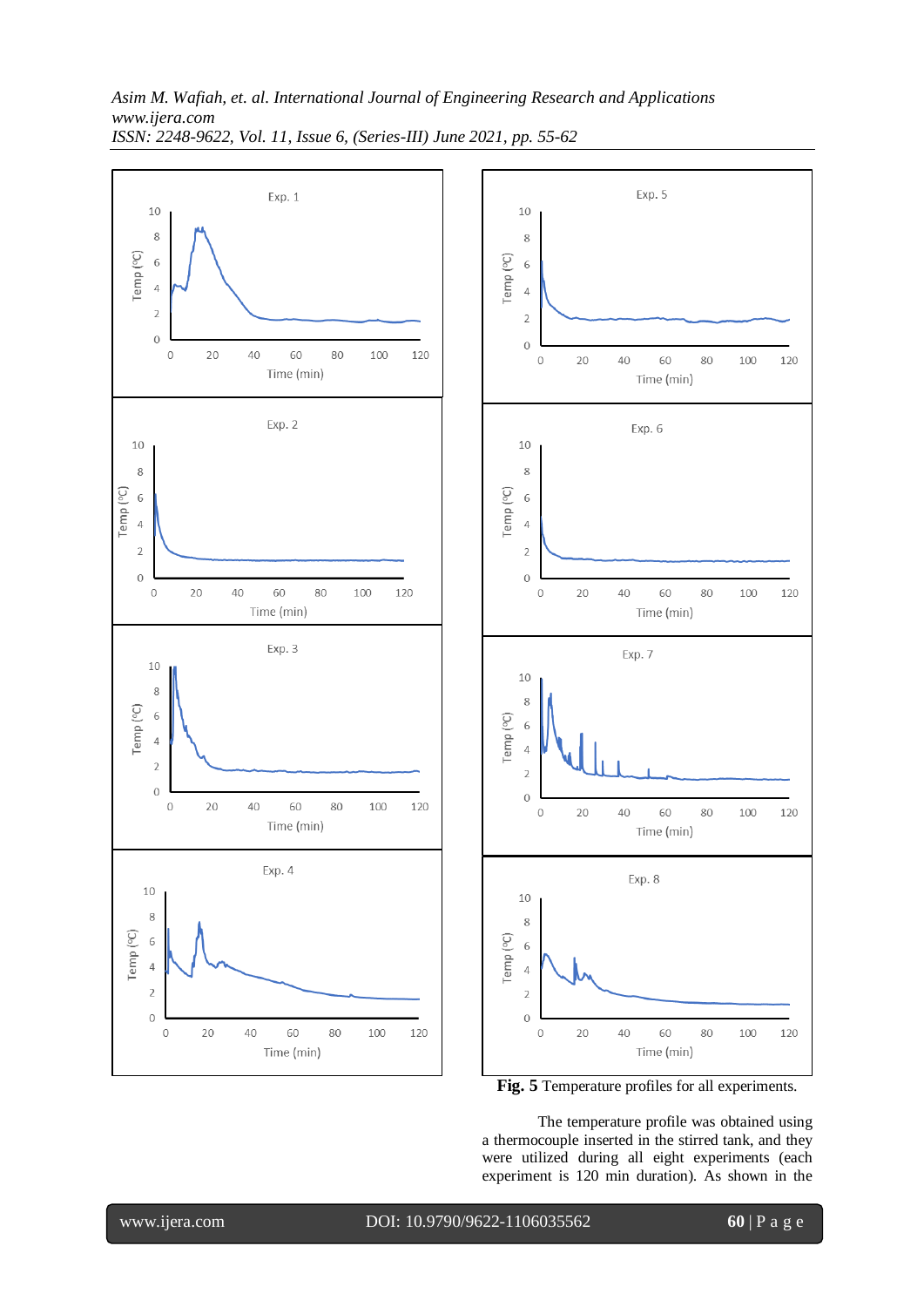**Fig. 5** Temperature profiles for all experiments.

The temperature profile was obtained using a thermocouple inserted in the stirred tank, and they were utilized during all eight experiments (each experiment is 120 min duration). As shown in the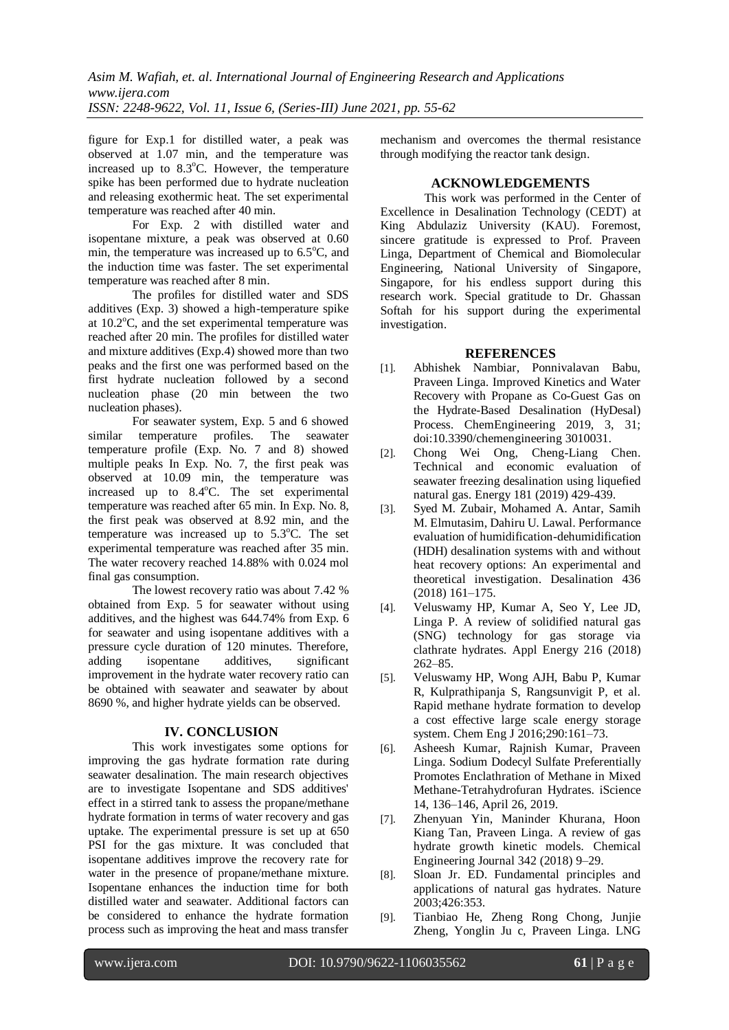figure for Exp.1 for distilled water, a peak was observed at 1.07 min, and the temperature was increased up to 8.3°C. However, the temperature spike has been performed due to hydrate nucleation and releasing exothermic heat. The set experimental temperature was reached after 40 min.

For Exp. 2 with distilled water and isopentane mixture, a peak was observed at 0.60 min, the temperature was increased up to 6.5°C, and the induction time was faster. The set experimental temperature was reached after 8 min.

The profiles for distilled water and SDS additives (Exp. 3) showed a high-temperature spike at 10.2°C, and the set experimental temperature was reached after 20 min. The profiles for distilled water and mixture additives (Exp.4) showed more than two peaks and the first one was performed based on the first hydrate nucleation followed by a second nucleation phase (20 min between the two nucleation phases).

For seawater system, Exp. 5 and 6 showed similar temperature profiles. The seawater temperature profile (Exp. No. 7 and 8) showed multiple peaks In Exp. No. 7, the first peak was observed at 10.09 min, the temperature was increased up to 8.4°C. The set experimental temperature was reached after 65 min. In Exp. No. 8, the first peak was observed at 8.92 min, and the temperature was increased up to 5.3°C. The set experimental temperature was reached after 35 min. The water recovery reached 14.88% with 0.024 mol final gas consumption.

The lowest recovery ratio was about 7.42 % obtained from Exp. 5 for seawater without using additives, and the highest was 644.74% from Exp. 6 for seawater and using isopentane additives with a pressure cycle duration of 120 minutes. Therefore, adding isopentane additives, significant improvement in the hydrate water recovery ratio can be obtained with seawater and seawater by about 8690 %, and higher hydrate yields can be observed.

## IV. CONCLUSION

This work investigates some options for improving the gas hydrate formation rate during seawater desalination. The main research objectives are to investigate Isopentane and SDS additives' effect in a stirred tank to assess the propane/methane hydrate formation in terms of water recovery and gas uptake. The experimental pressure is set up at 650 PSI for the gas mixture. It was concluded that isopentane additives improve the recovery rate for water in the presence of propane/methane mixture. Isopentane enhances the induction time for both distilled water and seawater. Additional factors can be considered to enhance the hydrate formation process such as improving the heat and mass transfer mechanism and overcomes the thermal resistance through modifying the reactor tank design.

## ACKNOWLEDGEMENTS

This work was performed in the Center of Excellence in Desalination Technology (CEDT) at King Abdulaziz University (KAU). Foremost, sincere gratitude is expressed to Prof. Praveen Linga, Department of Chemical and Biomolecular Engineering, National University of Singapore, Singapore, for his endless support during this research work. Special gratitude to Dr. Ghassan Softah for his support during the experimental investigation.

## REFERENCES

[1]. Abhishek Nambiar, Ponnivalavan Babu, Praveen Linga. Improved Kinetics and Water Recovery with Propane as Co-Guest Gas on the Hydrate-Based Desalination (HyDesal) Process. ChemEngineering 2019, 3, 31; doi:10.3390/chemengineering 3010031.

[2]. Chong Wei Ong, Cheng-Liang Chen. Technical and economic evaluation of seawater freezing desalination using liquefied natural gas. Energy 181 (2019) 429-439.

[3]. Syed M. Zubair, Mohamed A. Antar, Samih M. Elmutasim, Dahiru U. Lawal. Performance evaluation of humidification-dehumidification (HDH) desalination systems with and without heat recovery options: An experimental and theoretical investigation. Desalination 436 (2018) 161–175.

[4]. Veluswamy HP, Kumar A, Seo Y, Lee JD, Linga P. A review of solidified natural gas (SNG) technology for gas storage via clathrate hydrates. Appl Energy 216 (2018) 262–85.

[5]. Veluswamy HP, Wong AJH, Babu P, Kumar R, Kulprathipanja S, Rangsunvigit P, et al. Rapid methane hydrate formation to develop a cost effective large scale energy storage system. Chem Eng J 2016;290:161–73.

[6]. Asheesh Kumar, Rajnish Kumar, Praveen Linga. Sodium Dodecyl Sulfate Preferentially Promotes Enclathration of Methane in Mixed Methane-Tetrahydrofuran Hydrates. iScience 14, 136–146, April 26, 2019.

[7]. Zhenyuan Yin, Maninder Khurana, Hoon Kiang Tan, Praveen Linga. A review of gas hydrate growth kinetic models. Chemical Engineering Journal 342 (2018) 9–29.

[8]. Sloan Jr. ED. Fundamental principles and applications of natural gas hydrates. Nature 2003;426:353.

[9]. Tianbiao He, Zheng Rong Chong, Junjie Zheng, Yonglin Ju c, Praveen Linga. LNG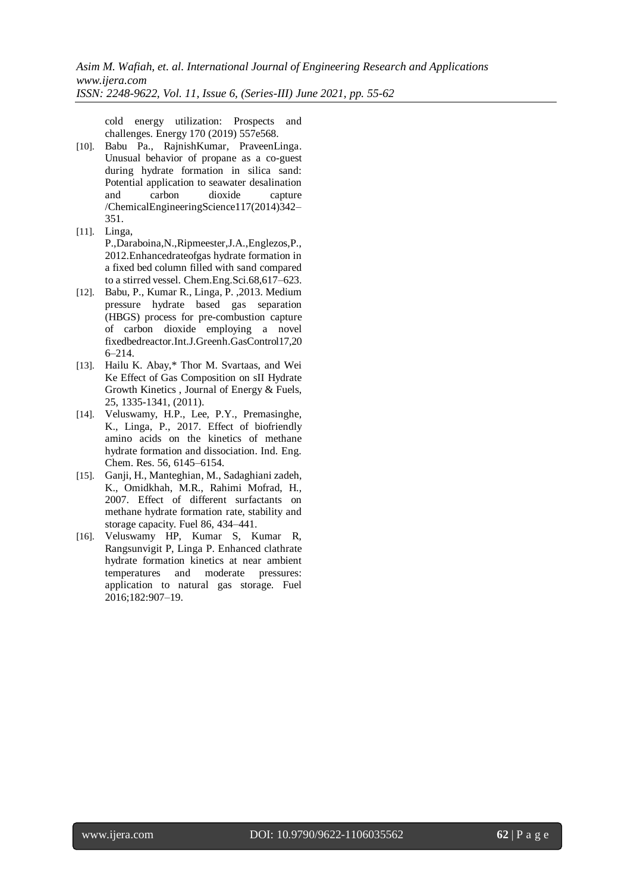cold energy utilization: Prospects and challenges. Energy 170 (2019) 557e568.

[10]. Babu Pa., RajnishKumar, PraveenLinga. Unusual behavior of propane as a co-guest during hydrate formation in silica sand: Potential application to seawater desalination and carbon dioxide capture /ChemicalEngineeringScience117(2014)342–351.

[11]. Linga, P.,Daraboina,N.,Ripmeester,J.A.,Englezos,P., 2012.Enhancedrateofgas hydrate formation in a fixed bed column filled with sand compared to a stirred vessel. Chem.Eng.Sci.68,617–623.

[12]. Babu, P., Kumar R., Linga, P. ,2013. Medium pressure hydrate based gas separation (HBGS) process for pre-combustion capture of carbon dioxide employing a novel fixedbedreactor.Int.J.Greenh.GasControl17,206–214.

[13]. Hailu K. Abay,* Thor M. Svartaas, and Wei Ke Effect of Gas Composition on sII Hydrate Growth Kinetics , Journal of Energy & Fuels, 25, 1335-1341, (2011).

[14]. Veluswamy, H.P., Lee, P.Y., Premasinghe, K., Linga, P., 2017. Effect of biofriendly amino acids on the kinetics of methane hydrate formation and dissociation. Ind. Eng. Chem. Res. 56, 6145–6154.

[15]. Ganji, H., Manteghian, M., Sadaghiani zadeh, K., Omidkhah, M.R., Rahimi Mofrad, H., 2007. Effect of different surfactants on methane hydrate formation rate, stability and storage capacity. Fuel 86, 434–441.

[16]. Veluswamy HP, Kumar S, Kumar R, Rangsunvigit P, Linga P. Enhanced clathrate hydrate formation kinetics at near ambient temperatures and moderate pressures: application to natural gas storage. Fuel 2016;182:907–19.